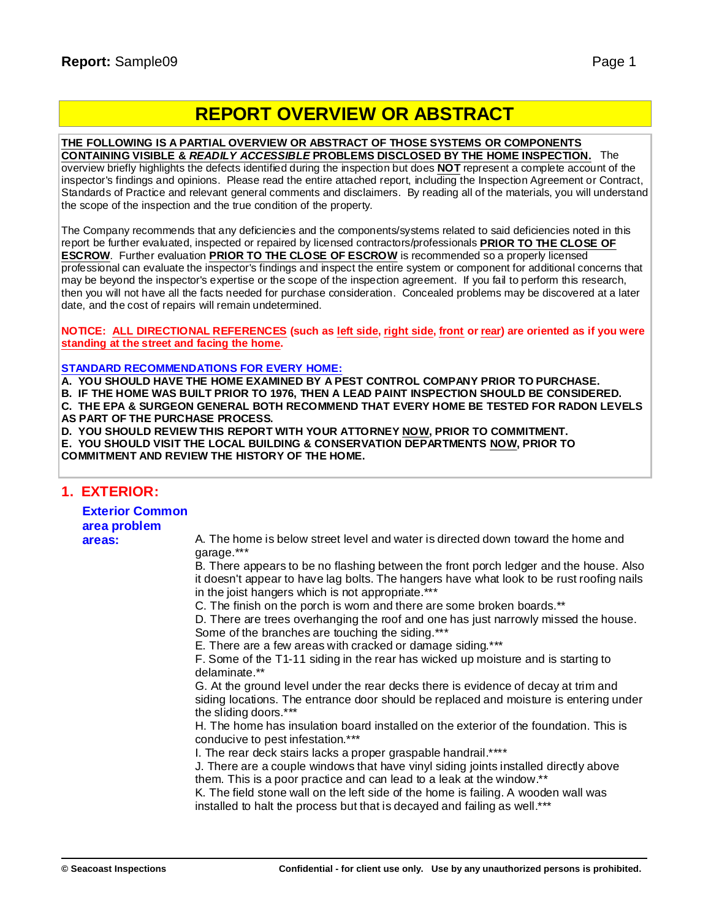# REPORT OVERVIEW OR ABSTRACT

**THE FOLLOWING IS A PARTIAL OVERVIEW OR ABSTRACT OF THOSE SYSTEMS OR COMPONENTS CONTAINING VISIBLE & *READILY ACCESSIBLE* PROBLEMS DISCLOSED BY THE HOME INSPECTION.** The overview briefly highlights the defects identified during the inspection but does **NOT** represent a complete account of the inspector's findings and opinions. Please read the entire attached report, including the Inspection Agreement or Contract, Standards of Practice and relevant general comments and disclaimers. By reading all of the materials, you will understand the scope of the inspection and the true condition of the property.

The Company recommends that any deficiencies and the components/systems related to said deficiencies noted in this report be further evaluated, inspected or repaired by licensed contractors/professionals **PRIOR TO THE CLOSE OF ESCROW**. Further evaluation **PRIOR TO THE CLOSE OF ESCROW** is recommended so a properly licensed professional can evaluate the inspector's findings and inspect the entire system or component for additional concerns that may be beyond the inspector's expertise or the scope of the inspection agreement. If you fail to perform this research, then you will not have all the facts needed for purchase consideration. Concealed problems may be discovered at a later date, and the cost of repairs will remain undetermined.

**NOTICE: ALL DIRECTIONAL REFERENCES (such as left side, right side, front or rear) are oriented as if you were standing at the street and facing the home.**

**STANDARD RECOMMENDATIONS FOR EVERY HOME:**

**A. YOU SHOULD HAVE THE HOME EXAMINED BY A PEST CONTROL COMPANY PRIOR TO PURCHASE.**
**B. IF THE HOME WAS BUILT PRIOR TO 1976, THEN A LEAD PAINT INSPECTION SHOULD BE CONSIDERED.**
**C. THE EPA & SURGEON GENERAL BOTH RECOMMEND THAT EVERY HOME BE TESTED FOR RADON LEVELS AS PART OF THE PURCHASE PROCESS.**
**D. YOU SHOULD REVIEW THIS REPORT WITH YOUR ATTORNEY NOW, PRIOR TO COMMITMENT.**
**E. YOU SHOULD VISIT THE LOCAL BUILDING & CONSERVATION DEPARTMENTS NOW, PRIOR TO COMMITMENT AND REVIEW THE HISTORY OF THE HOME.**

## 1. EXTERIOR:

### Exterior Common area problem areas:

A. The home is below street level and water is directed down toward the home and garage.***
B. There appears to be no flashing between the front porch ledger and the house. Also it doesn't appear to have lag bolts. The hangers have what look to be rust roofing nails in the joist hangers which is not appropriate.***
C. The finish on the porch is worn and there are some broken boards.**
D. There are trees overhanging the roof and one has just narrowly missed the house. Some of the branches are touching the siding.***
E. There are a few areas with cracked or damage siding.***
F. Some of the T1-11 siding in the rear has wicked up moisture and is starting to delaminate.**
G. At the ground level under the rear decks there is evidence of decay at trim and siding locations. The entrance door should be replaced and moisture is entering under the sliding doors.***
H. The home has insulation board installed on the exterior of the foundation. This is conducive to pest infestation.***
I. The rear deck stairs lacks a proper graspable handrail.****
J. There are a couple windows that have vinyl siding joints installed directly above them. This is a poor practice and can lead to a leak at the window.**
K. The field stone wall on the left side of the home is failing. A wooden wall was installed to halt the process but that is decayed and failing as well.***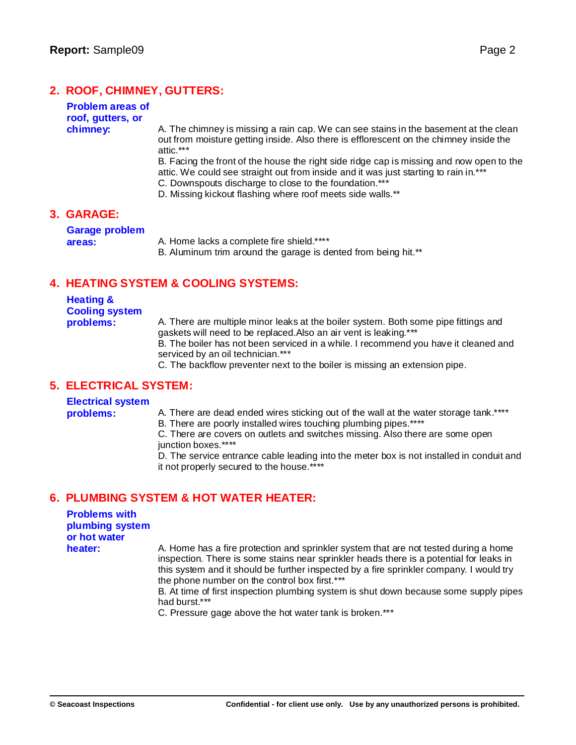## 2. ROOF, CHIMNEY, GUTTERS:

**Problem areas of roof, gutters, or chimney:**

A. The chimney is missing a rain cap. We can see stains in the basement at the clean out from moisture getting inside. Also there is efflorescent on the chimney inside the attic.***
B. Facing the front of the house the right side ridge cap is missing and now open to the attic. We could see straight out from inside and it was just starting to rain in.***
C. Downspouts discharge to close to the foundation.***
D. Missing kickout flashing where roof meets side walls.**

## 3. GARAGE:

**Garage problem areas:**

A. Home lacks a complete fire shield.****
B. Aluminum trim around the garage is dented from being hit.**

## 4. HEATING SYSTEM & COOLING SYSTEMS:

**Heating & Cooling system problems:**

A. There are multiple minor leaks at the boiler system. Both some pipe fittings and gaskets will need to be replaced.Also an air vent is leaking.***
B. The boiler has not been serviced in a while. I recommend you have it cleaned and serviced by an oil technician.***
C. The backflow preventer next to the boiler is missing an extension pipe.

## 5. ELECTRICAL SYSTEM:

**Electrical system problems:**

A. There are dead ended wires sticking out of the wall at the water storage tank.****
B. There are poorly installed wires touching plumbing pipes.****
C. There are covers on outlets and switches missing. Also there are some open junction boxes.****
D. The service entrance cable leading into the meter box is not installed in conduit and it not properly secured to the house.****

## 6. PLUMBING SYSTEM & HOT WATER HEATER:

**Problems with plumbing system or hot water heater:**

A. Home has a fire protection and sprinkler system that are not tested during a home inspection. There is some stains near sprinkler heads there is a potential for leaks in this system and it should be further inspected by a fire sprinkler company. I would try the phone number on the control box first.***
B. At time of first inspection plumbing system is shut down because some supply pipes had burst.***
C. Pressure gage above the hot water tank is broken.***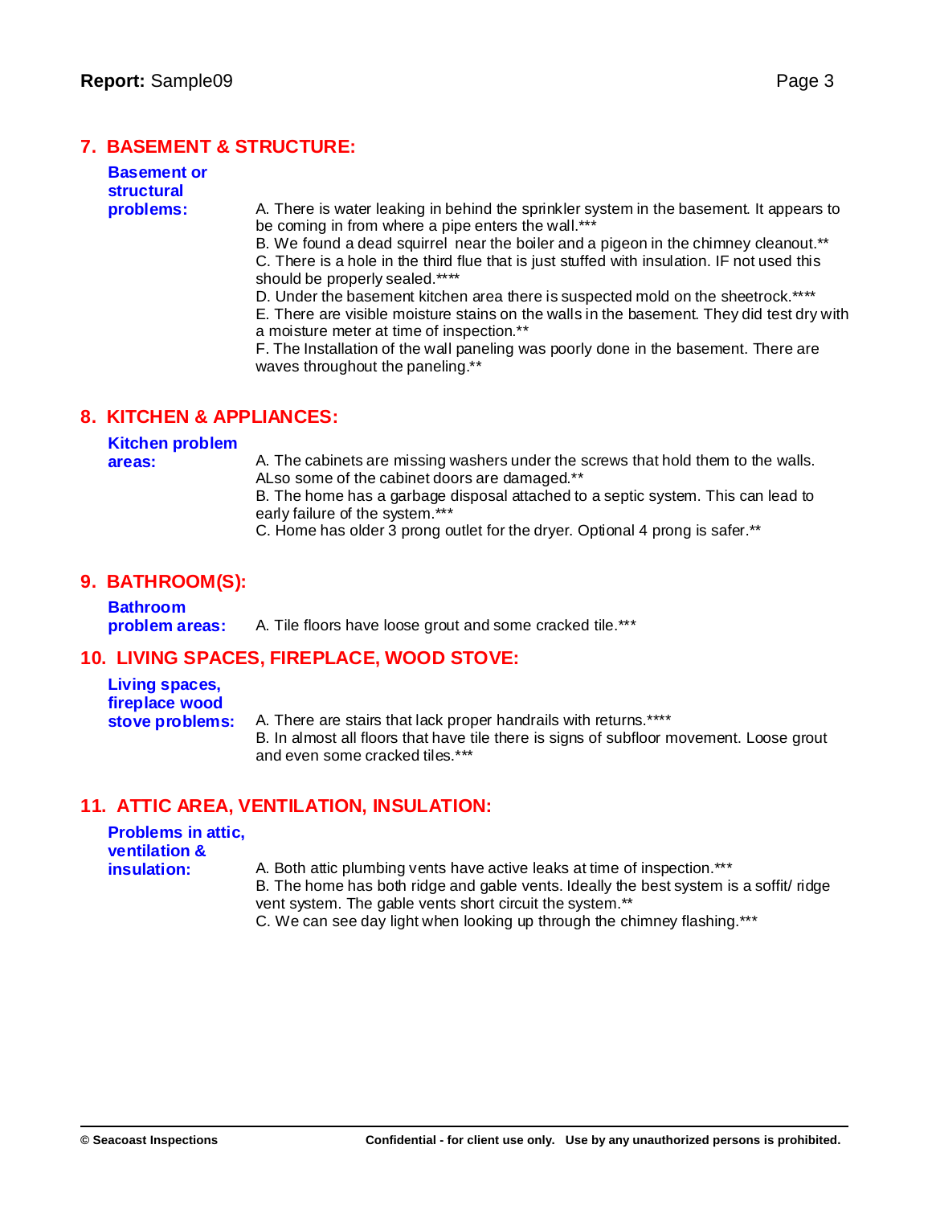## 7. BASEMENT & STRUCTURE:

**Basement or structural problems:**

A. There is water leaking in behind the sprinkler system in the basement. It appears to be coming in from where a pipe enters the wall.***
B. We found a dead squirrel near the boiler and a pigeon in the chimney cleanout.**
C. There is a hole in the third flue that is just stuffed with insulation. IF not used this should be properly sealed.****
D. Under the basement kitchen area there is suspected mold on the sheetrock.****
E. There are visible moisture stains on the walls in the basement. They did test dry with a moisture meter at time of inspection.**
F. The Installation of the wall paneling was poorly done in the basement. There are waves throughout the paneling.**

## 8. KITCHEN & APPLIANCES:

**Kitchen problem areas:**

A. The cabinets are missing washers under the screws that hold them to the walls. ALso some of the cabinet doors are damaged.**
B. The home has a garbage disposal attached to a septic system. This can lead to early failure of the system.***
C. Home has older 3 prong outlet for the dryer. Optional 4 prong is safer.**

## 9. BATHROOM(S):

**Bathroom problem areas:**

A. Tile floors have loose grout and some cracked tile.***

## 10. LIVING SPACES, FIREPLACE, WOOD STOVE:

**Living spaces, fireplace wood stove problems:**

A. There are stairs that lack proper handrails with returns.****
B. In almost all floors that have tile there is signs of subfloor movement. Loose grout and even some cracked tiles.***

## 11. ATTIC AREA, VENTILATION, INSULATION:

**Problems in attic, ventilation & insulation:**

A. Both attic plumbing vents have active leaks at time of inspection.***
B. The home has both ridge and gable vents. Ideally the best system is a soffit/ ridge vent system. The gable vents short circuit the system.**
C. We can see day light when looking up through the chimney flashing.***